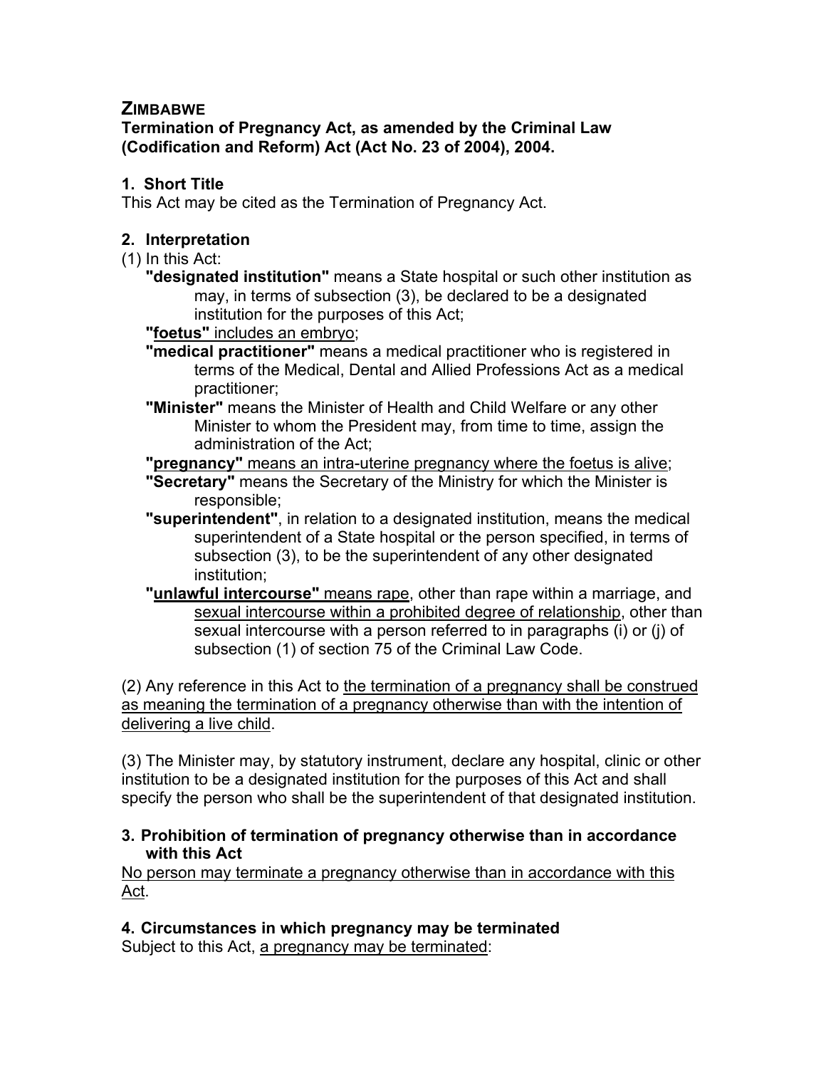**ZIMBABWE**

**Termination of Pregnancy Act, as amended by the Criminal Law (Codification and Reform) Act (Act No. 23 of 2004), 2004.**

**1. Short Title**

This Act may be cited as the Termination of Pregnancy Act.

**2. Interpretation**

(1) In this Act:

**"designated institution"** means a State hospital or such other institution as may, in terms of subsection (3), be declared to be a designated institution for the purposes of this Act;

**"foetus"** includes an embryo;

**"medical practitioner"** means a medical practitioner who is registered in terms of the Medical, Dental and Allied Professions Act as a medical practitioner;

**"Minister"** means the Minister of Health and Child Welfare or any other Minister to whom the President may, from time to time, assign the administration of the Act;

**"pregnancy"** means an intra-uterine pregnancy where the foetus is alive;

**"Secretary"** means the Secretary of the Ministry for which the Minister is responsible;

**"superintendent"**, in relation to a designated institution, means the medical superintendent of a State hospital or the person specified, in terms of subsection (3), to be the superintendent of any other designated institution;

**"unlawful intercourse"** means rape, other than rape within a marriage, and sexual intercourse within a prohibited degree of relationship, other than sexual intercourse with a person referred to in paragraphs (i) or (j) of subsection (1) of section 75 of the Criminal Law Code.

(2) Any reference in this Act to the termination of a pregnancy shall be construed as meaning the termination of a pregnancy otherwise than with the intention of delivering a live child.

(3) The Minister may, by statutory instrument, declare any hospital, clinic or other institution to be a designated institution for the purposes of this Act and shall specify the person who shall be the superintendent of that designated institution.

**3. Prohibition of termination of pregnancy otherwise than in accordance with this Act**

No person may terminate a pregnancy otherwise than in accordance with this Act.

**4. Circumstances in which pregnancy may be terminated**

Subject to this Act, a pregnancy may be terminated: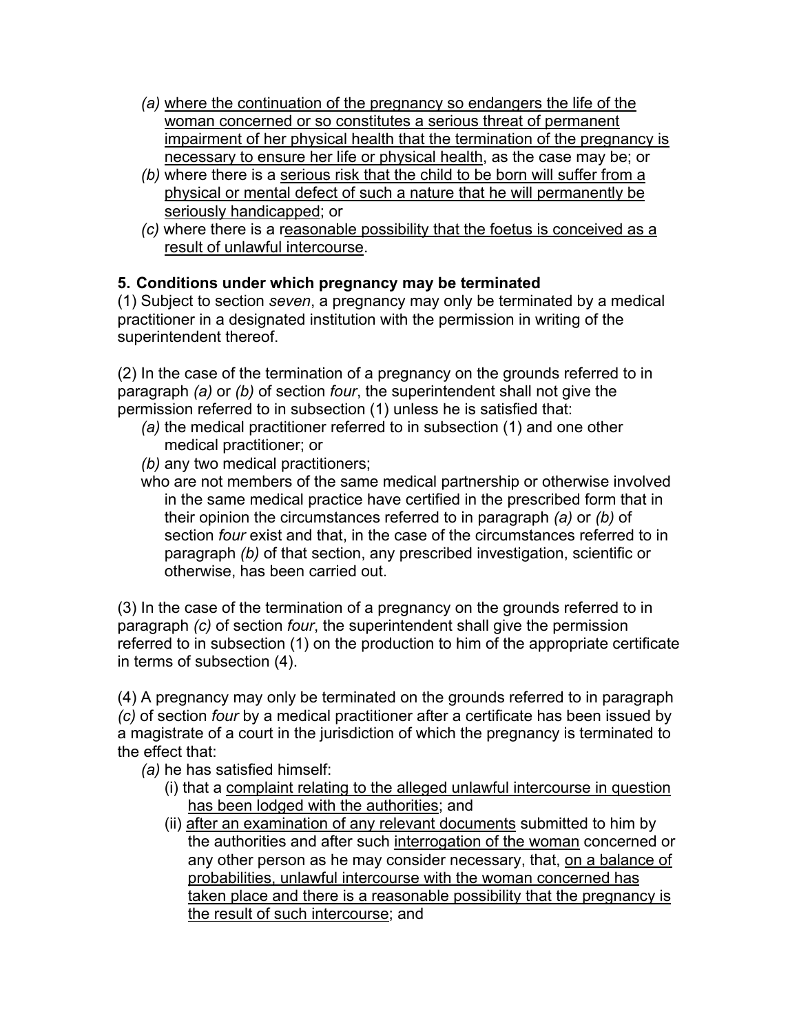- *(a)* where the continuation of the pregnancy so endangers the life of the woman concerned or so constitutes a serious threat of permanent impairment of her physical health that the termination of the pregnancy is necessary to ensure her life or physical health, as the case may be; or
- *(b)* where there is a serious risk that the child to be born will suffer from a physical or mental defect of such a nature that he will permanently be seriously handicapped; or
- *(c)* where there is a reasonable possibility that the foetus is conceived as a result of unlawful intercourse.

**5. Conditions under which pregnancy may be terminated**

(1) Subject to section *seven*, a pregnancy may only be terminated by a medical practitioner in a designated institution with the permission in writing of the superintendent thereof.

(2) In the case of the termination of a pregnancy on the grounds referred to in paragraph *(a)* or *(b)* of section *four*, the superintendent shall not give the permission referred to in subsection (1) unless he is satisfied that:

- *(a)* the medical practitioner referred to in subsection (1) and one other medical practitioner; or
- *(b)* any two medical practitioners;

who are not members of the same medical partnership or otherwise involved in the same medical practice have certified in the prescribed form that in their opinion the circumstances referred to in paragraph *(a)* or *(b)* of section *four* exist and that, in the case of the circumstances referred to in paragraph *(b)* of that section, any prescribed investigation, scientific or otherwise, has been carried out.

(3) In the case of the termination of a pregnancy on the grounds referred to in paragraph *(c)* of section *four*, the superintendent shall give the permission referred to in subsection (1) on the production to him of the appropriate certificate in terms of subsection (4).

(4) A pregnancy may only be terminated on the grounds referred to in paragraph *(c)* of section *four* by a medical practitioner after a certificate has been issued by a magistrate of a court in the jurisdiction of which the pregnancy is terminated to the effect that:

- *(a)* he has satisfied himself:
  - (i) that a complaint relating to the alleged unlawful intercourse in question has been lodged with the authorities; and
  - (ii) after an examination of any relevant documents submitted to him by the authorities and after such interrogation of the woman concerned or any other person as he may consider necessary, that, on a balance of probabilities, unlawful intercourse with the woman concerned has taken place and there is a reasonable possibility that the pregnancy is the result of such intercourse; and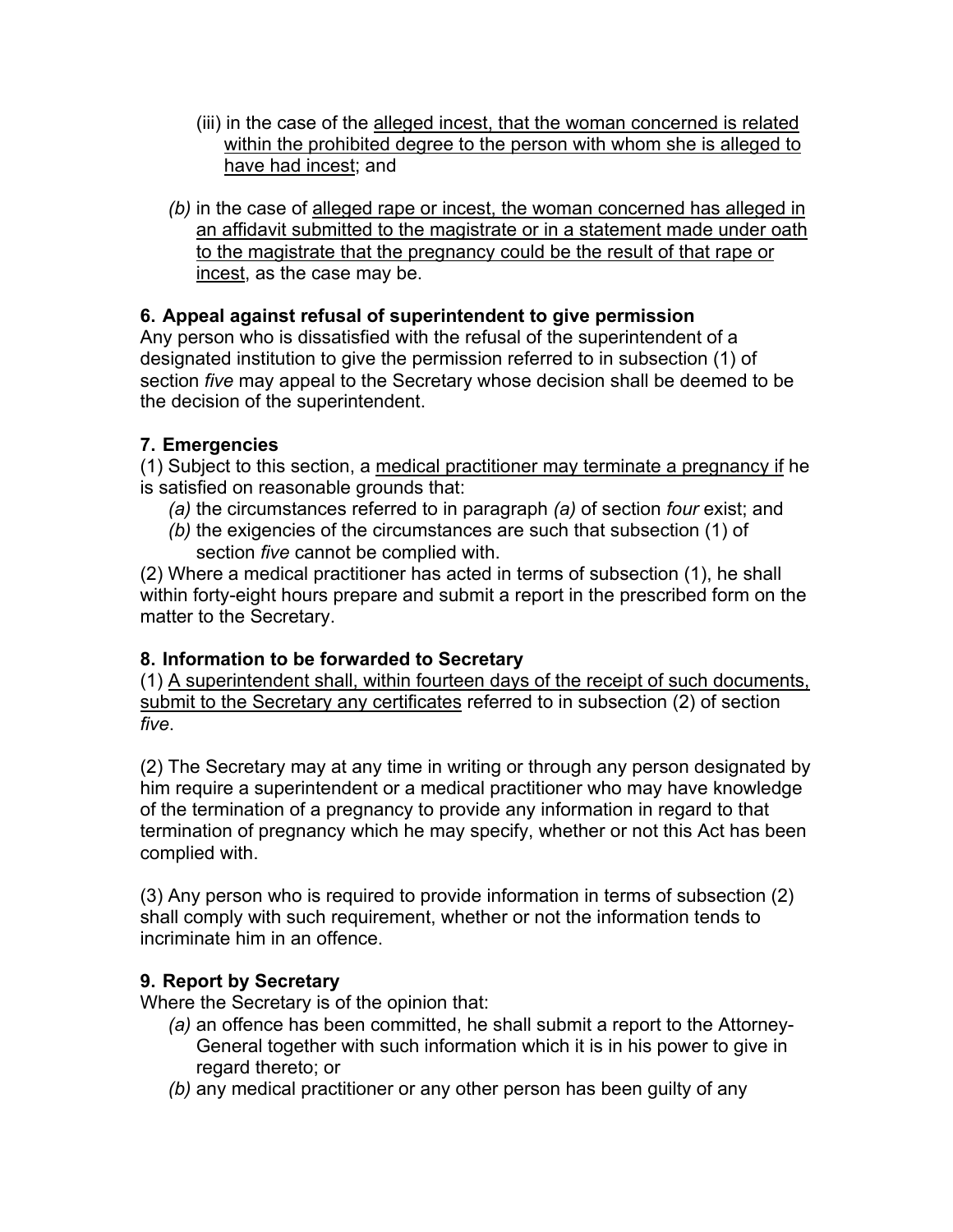(iii) in the case of the alleged incest, that the woman concerned is related within the prohibited degree to the person with whom she is alleged to have had incest; and

*(b)* in the case of alleged rape or incest, the woman concerned has alleged in an affidavit submitted to the magistrate or in a statement made under oath to the magistrate that the pregnancy could be the result of that rape or incest, as the case may be.

**6. Appeal against refusal of superintendent to give permission**

Any person who is dissatisfied with the refusal of the superintendent of a designated institution to give the permission referred to in subsection (1) of section *five* may appeal to the Secretary whose decision shall be deemed to be the decision of the superintendent.

**7. Emergencies**

(1) Subject to this section, a medical practitioner may terminate a pregnancy if he is satisfied on reasonable grounds that:

*(a)* the circumstances referred to in paragraph *(a)* of section *four* exist; and

*(b)* the exigencies of the circumstances are such that subsection (1) of section *five* cannot be complied with.

(2) Where a medical practitioner has acted in terms of subsection (1), he shall within forty-eight hours prepare and submit a report in the prescribed form on the matter to the Secretary.

**8. Information to be forwarded to Secretary**

(1) A superintendent shall, within fourteen days of the receipt of such documents, submit to the Secretary any certificates referred to in subsection (2) of section *five*.

(2) The Secretary may at any time in writing or through any person designated by him require a superintendent or a medical practitioner who may have knowledge of the termination of a pregnancy to provide any information in regard to that termination of pregnancy which he may specify, whether or not this Act has been complied with.

(3) Any person who is required to provide information in terms of subsection (2) shall comply with such requirement, whether or not the information tends to incriminate him in an offence.

**9. Report by Secretary**

Where the Secretary is of the opinion that:

*(a)* an offence has been committed, he shall submit a report to the Attorney-General together with such information which it is in his power to give in regard thereto; or

*(b)* any medical practitioner or any other person has been guilty of any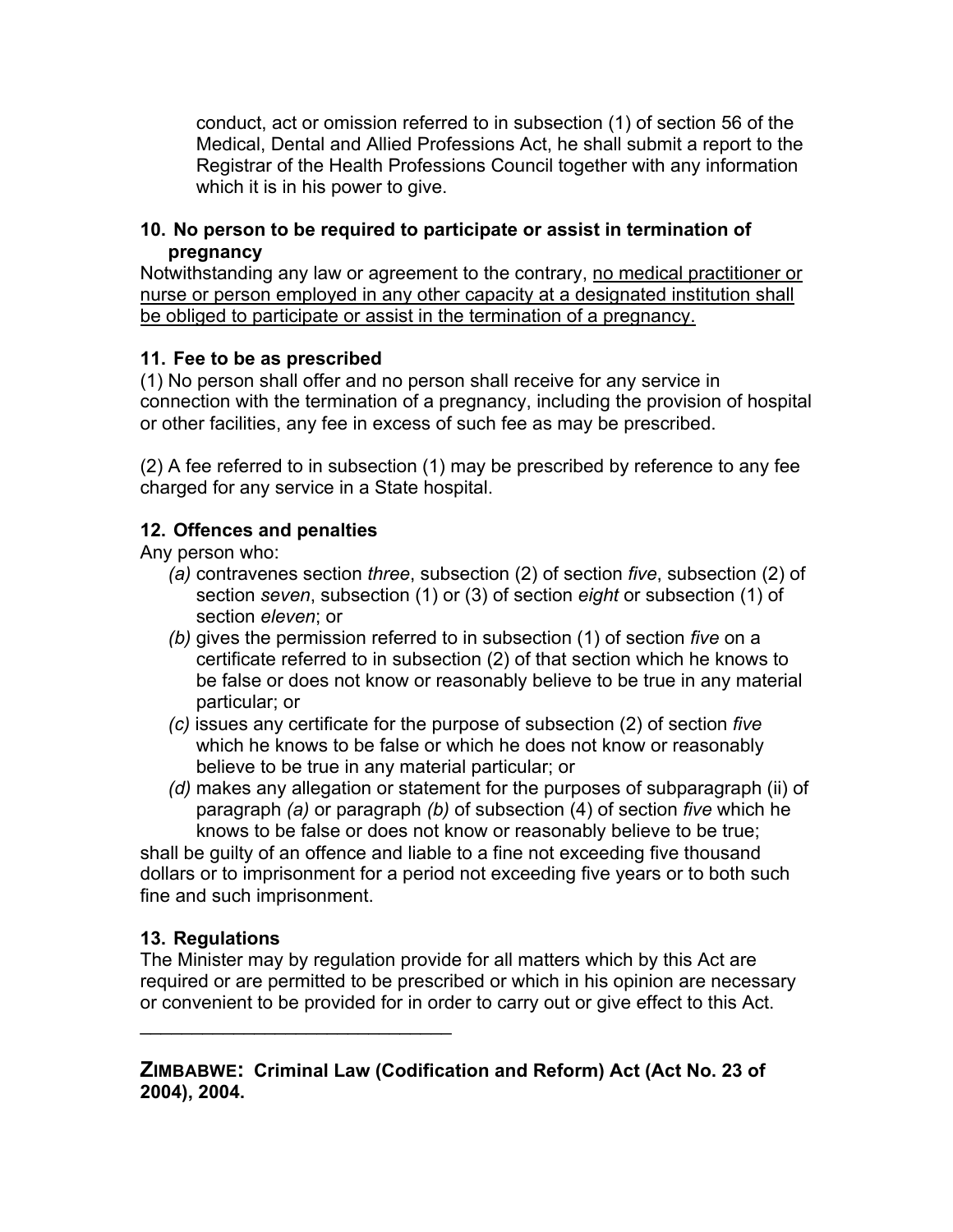conduct, act or omission referred to in subsection (1) of section 56 of the Medical, Dental and Allied Professions Act, he shall submit a report to the Registrar of the Health Professions Council together with any information which it is in his power to give.

### 10. No person to be required to participate or assist in termination of pregnancy

Notwithstanding any law or agreement to the contrary, <u>no medical practitioner or nurse or person employed in any other capacity at a designated institution shall be obliged to participate or assist in the termination of a pregnancy.</u>

### 11. Fee to be as prescribed

(1) No person shall offer and no person shall receive for any service in connection with the termination of a pregnancy, including the provision of hospital or other facilities, any fee in excess of such fee as may be prescribed.

(2) A fee referred to in subsection (1) may be prescribed by reference to any fee charged for any service in a State hospital.

### 12. Offences and penalties

Any person who:

- *(a)* contravenes section *three*, subsection (2) of section *five*, subsection (2) of section *seven*, subsection (1) or (3) of section *eight* or subsection (1) of section *eleven*; or
- *(b)* gives the permission referred to in subsection (1) of section *five* on a certificate referred to in subsection (2) of that section which he knows to be false or does not know or reasonably believe to be true in any material particular; or
- *(c)* issues any certificate for the purpose of subsection (2) of section *five* which he knows to be false or which he does not know or reasonably believe to be true in any material particular; or
- *(d)* makes any allegation or statement for the purposes of subparagraph (ii) of paragraph *(a)* or paragraph *(b)* of subsection (4) of section *five* which he knows to be false or does not know or reasonably believe to be true;

shall be guilty of an offence and liable to a fine not exceeding five thousand dollars or to imprisonment for a period not exceeding five years or to both such fine and such imprisonment.

### 13. Regulations

The Minister may by regulation provide for all matters which by this Act are required or are permitted to be prescribed or which in his opinion are necessary or convenient to be provided for in order to carry out or give effect to this Act.

---

## ZIMBABWE: Criminal Law (Codification and Reform) Act (Act No. 23 of 2004), 2004.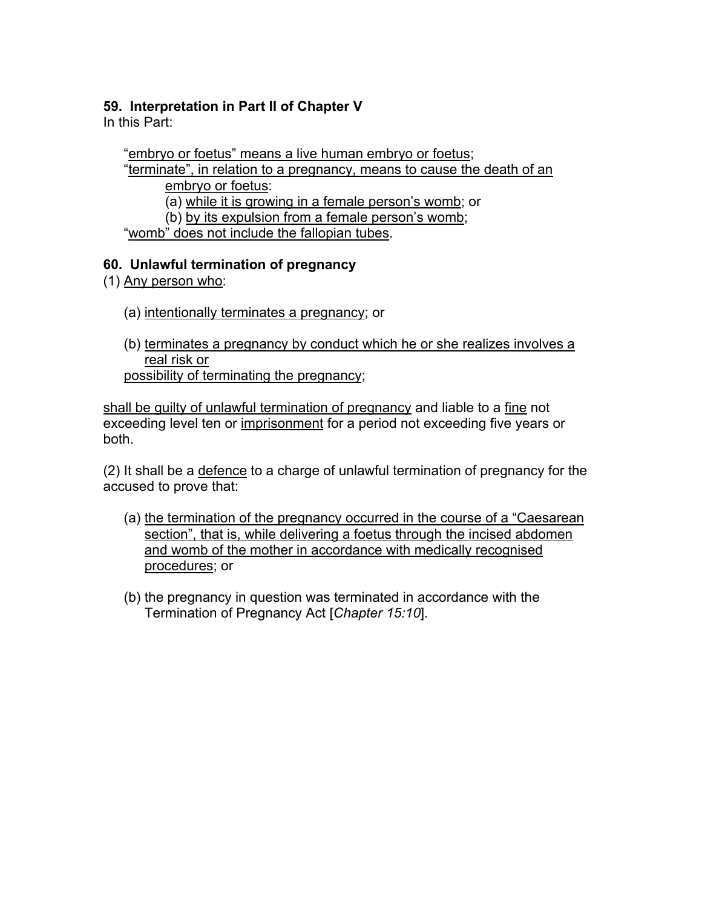**59. Interpretation in Part II of Chapter V**

In this Part:

"embryo or foetus" means a live human embryo or foetus;

"terminate", in relation to a pregnancy, means to cause the death of an embryo or foetus:

(a) while it is growing in a female person's womb; or

(b) by its expulsion from a female person's womb;

"womb" does not include the fallopian tubes.

**60. Unlawful termination of pregnancy**

(1) Any person who:

(a) intentionally terminates a pregnancy; or

(b) terminates a pregnancy by conduct which he or she realizes involves a real risk or possibility of terminating the pregnancy;

shall be guilty of unlawful termination of pregnancy and liable to a fine not exceeding level ten or imprisonment for a period not exceeding five years or both.

(2) It shall be a defence to a charge of unlawful termination of pregnancy for the accused to prove that:

(a) the termination of the pregnancy occurred in the course of a "Caesarean section", that is, while delivering a foetus through the incised abdomen and womb of the mother in accordance with medically recognised procedures; or

(b) the pregnancy in question was terminated in accordance with the Termination of Pregnancy Act [*Chapter 15:10*].